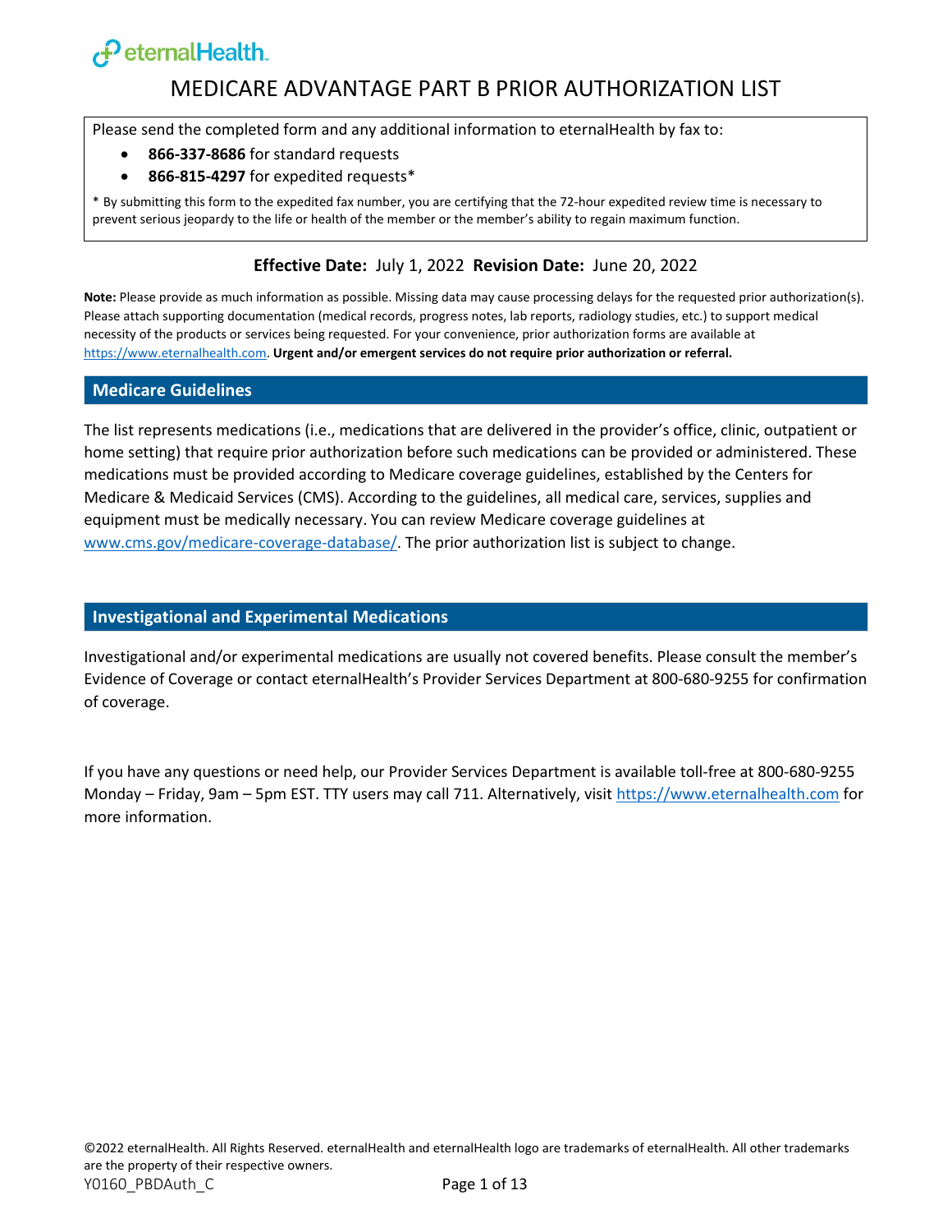eternalHealth

# MEDICARE ADVANTAGE PART B PRIOR AUTHORIZATION LIST

Please send the completed form and any additional information to eternalHealth by fax to:

- **866-337-8686** for standard requests
- **866-815-4297** for expedited requests*

* By submitting this form to the expedited fax number, you are certifying that the 72-hour expedited review time is necessary to prevent serious jeopardy to the life or health of the member or the member's ability to regain maximum function.

**Effective Date:** July 1, 2022 **Revision Date:** June 20, 2022

**Note:** Please provide as much information as possible. Missing data may cause processing delays for the requested prior authorization(s). Please attach supporting documentation (medical records, progress notes, lab reports, radiology studies, etc.) to support medical necessity of the products or services being requested. For your convenience, prior authorization forms are available at https://www.eternalhealth.com. **Urgent and/or emergent services do not require prior authorization or referral.**

## Medicare Guidelines

The list represents medications (i.e., medications that are delivered in the provider's office, clinic, outpatient or home setting) that require prior authorization before such medications can be provided or administered. These medications must be provided according to Medicare coverage guidelines, established by the Centers for Medicare & Medicaid Services (CMS). According to the guidelines, all medical care, services, supplies and equipment must be medically necessary. You can review Medicare coverage guidelines at www.cms.gov/medicare-coverage-database/. The prior authorization list is subject to change.

## Investigational and Experimental Medications

Investigational and/or experimental medications are usually not covered benefits. Please consult the member's Evidence of Coverage or contact eternalHealth's Provider Services Department at 800-680-9255 for confirmation of coverage.

If you have any questions or need help, our Provider Services Department is available toll-free at 800-680-9255 Monday – Friday, 9am – 5pm EST. TTY users may call 711. Alternatively, visit https://www.eternalhealth.com for more information.

©2022 eternalHealth. All Rights Reserved. eternalHealth and eternalHealth logo are trademarks of eternalHealth. All other trademarks are the property of their respective owners.

Y0160_PBDAuth_C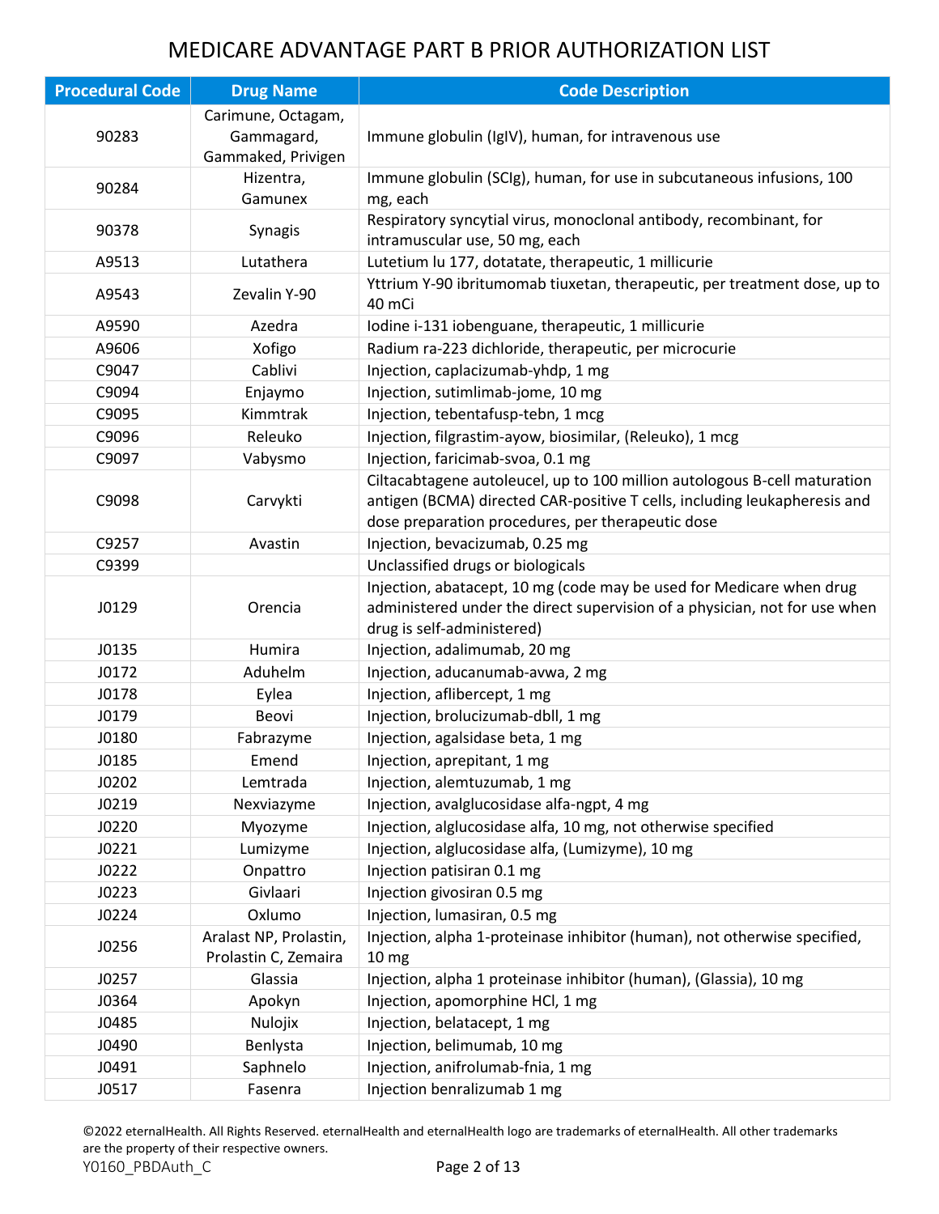# MEDICARE ADVANTAGE PART B PRIOR AUTHORIZATION LIST

| Procedural Code | Drug Name | Code Description |
|---|---|---|
| 90283 | Carimune, Octagam, Gammagard, Gammaked, Privigen | Immune globulin (IgIV), human, for intravenous use |
| 90284 | Hizentra, Gamunex | Immune globulin (SCIg), human, for use in subcutaneous infusions, 100 mg, each |
| 90378 | Synagis | Respiratory syncytial virus, monoclonal antibody, recombinant, for intramuscular use, 50 mg, each |
| A9513 | Lutathera | Lutetium lu 177, dotatate, therapeutic, 1 millicurie |
| A9543 | Zevalin Y-90 | Yttrium Y-90 ibritumomab tiuxetan, therapeutic, per treatment dose, up to 40 mCi |
| A9590 | Azedra | Iodine i-131 iobenguane, therapeutic, 1 millicurie |
| A9606 | Xofigo | Radium ra-223 dichloride, therapeutic, per microcurie |
| C9047 | Cablivi | Injection, caplacizumab-yhdp, 1 mg |
| C9094 | Enjaymo | Injection, sutimlimab-jome, 10 mg |
| C9095 | Kimmtrak | Injection, tebentafusp-tebn, 1 mcg |
| C9096 | Releuko | Injection, filgrastim-ayow, biosimilar, (Releuko), 1 mcg |
| C9097 | Vabysmo | Injection, faricimab-svoa, 0.1 mg |
| C9098 | Carvykti | Ciltacabtagene autoleucel, up to 100 million autologous B-cell maturation antigen (BCMA) directed CAR-positive T cells, including leukapheresis and dose preparation procedures, per therapeutic dose |
| C9257 | Avastin | Injection, bevacizumab, 0.25 mg |
| C9399 | | Unclassified drugs or biologicals |
| J0129 | Orencia | Injection, abatacept, 10 mg (code may be used for Medicare when drug administered under the direct supervision of a physician, not for use when drug is self-administered) |
| J0135 | Humira | Injection, adalimumab, 20 mg |
| J0172 | Aduhelm | Injection, aducanumab-avwa, 2 mg |
| J0178 | Eylea | Injection, aflibercept, 1 mg |
| J0179 | Beovi | Injection, brolucizumab-dbll, 1 mg |
| J0180 | Fabrazyme | Injection, agalsidase beta, 1 mg |
| J0185 | Emend | Injection, aprepitant, 1 mg |
| J0202 | Lemtrada | Injection, alemtuzumab, 1 mg |
| J0219 | Nexviazyme | Injection, avalglucosidase alfa-ngpt, 4 mg |
| J0220 | Myozyme | Injection, alglucosidase alfa, 10 mg, not otherwise specified |
| J0221 | Lumizyme | Injection, alglucosidase alfa, (Lumizyme), 10 mg |
| J0222 | Onpattro | Injection patisiran 0.1 mg |
| J0223 | Givlaari | Injection givosiran 0.5 mg |
| J0224 | Oxlumo | Injection, lumasiran, 0.5 mg |
| J0256 | Aralast NP, Prolastin, Prolastin C, Zemaira | Injection, alpha 1-proteinase inhibitor (human), not otherwise specified, 10 mg |
| J0257 | Glassia | Injection, alpha 1 proteinase inhibitor (human), (Glassia), 10 mg |
| J0364 | Apokyn | Injection, apomorphine HCl, 1 mg |
| J0485 | Nulojix | Injection, belatacept, 1 mg |
| J0490 | Benlysta | Injection, belimumab, 10 mg |
| J0491 | Saphnelo | Injection, anifrolumab-fnia, 1 mg |
| J0517 | Fasenra | Injection benralizumab 1 mg |

©2022 eternalHealth. All Rights Reserved. eternalHealth and eternalHealth logo are trademarks of eternalHealth. All other trademarks are the property of their respective owners.

Y0160_PBDAuth_C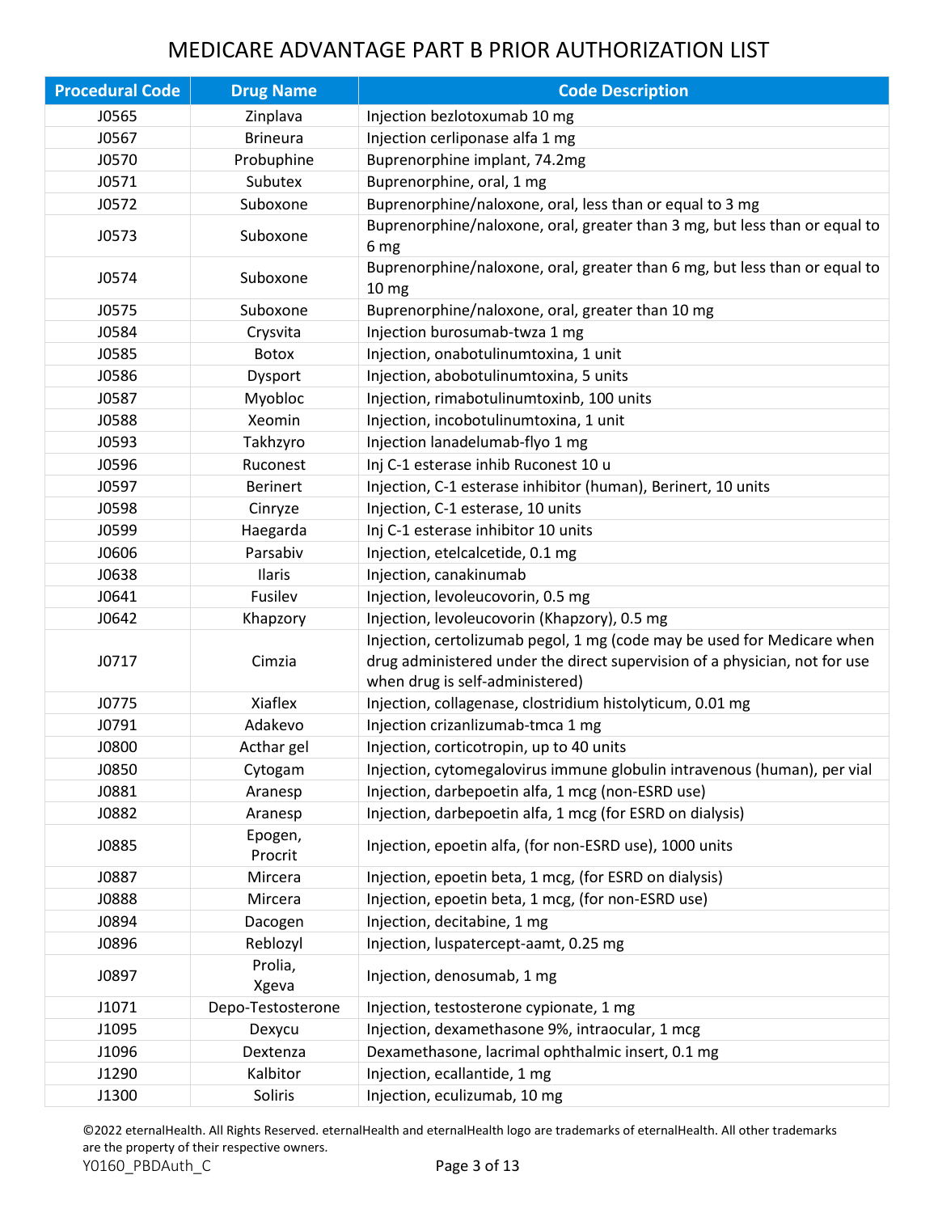# MEDICARE ADVANTAGE PART B PRIOR AUTHORIZATION LIST

| Procedural Code | Drug Name | Code Description |
|---|---|---|
| J0565 | Zinplava | Injection bezlotoxumab 10 mg |
| J0567 | Brineura | Injection cerliponase alfa 1 mg |
| J0570 | Probuphine | Buprenorphine implant, 74.2mg |
| J0571 | Subutex | Buprenorphine, oral, 1 mg |
| J0572 | Suboxone | Buprenorphine/naloxone, oral, less than or equal to 3 mg |
| J0573 | Suboxone | Buprenorphine/naloxone, oral, greater than 3 mg, but less than or equal to 6 mg |
| J0574 | Suboxone | Buprenorphine/naloxone, oral, greater than 6 mg, but less than or equal to 10 mg |
| J0575 | Suboxone | Buprenorphine/naloxone, oral, greater than 10 mg |
| J0584 | Crysvita | Injection burosumab-twza 1 mg |
| J0585 | Botox | Injection, onabotulinumtoxina, 1 unit |
| J0586 | Dysport | Injection, abobotulinumtoxina, 5 units |
| J0587 | Myobloc | Injection, rimabotulinumtoxinb, 100 units |
| J0588 | Xeomin | Injection, incobotulinumtoxina, 1 unit |
| J0593 | Takhzyro | Injection lanadelumab-flyo 1 mg |
| J0596 | Ruconest | Inj C-1 esterase inhib Ruconest 10 u |
| J0597 | Berinert | Injection, C-1 esterase inhibitor (human), Berinert, 10 units |
| J0598 | Cinryze | Injection, C-1 esterase, 10 units |
| J0599 | Haegarda | Inj C-1 esterase inhibitor 10 units |
| J0606 | Parsabiv | Injection, etelcalcetide, 0.1 mg |
| J0638 | Ilaris | Injection, canakinumab |
| J0641 | Fusilev | Injection, levoleucovorin, 0.5 mg |
| J0642 | Khapzory | Injection, levoleucovorin (Khapzory), 0.5 mg |
| J0717 | Cimzia | Injection, certolizumab pegol, 1 mg (code may be used for Medicare when drug administered under the direct supervision of a physician, not for use when drug is self-administered) |
| J0775 | Xiaflex | Injection, collagenase, clostridium histolyticum, 0.01 mg |
| J0791 | Adakevo | Injection crizanlizumab-tmca 1 mg |
| J0800 | Acthar gel | Injection, corticotropin, up to 40 units |
| J0850 | Cytogam | Injection, cytomegalovirus immune globulin intravenous (human), per vial |
| J0881 | Aranesp | Injection, darbepoetin alfa, 1 mcg (non-ESRD use) |
| J0882 | Aranesp | Injection, darbepoetin alfa, 1 mcg (for ESRD on dialysis) |
| J0885 | Epogen, Procrit | Injection, epoetin alfa, (for non-ESRD use), 1000 units |
| J0887 | Mircera | Injection, epoetin beta, 1 mcg, (for ESRD on dialysis) |
| J0888 | Mircera | Injection, epoetin beta, 1 mcg, (for non-ESRD use) |
| J0894 | Dacogen | Injection, decitabine, 1 mg |
| J0896 | Reblozyl | Injection, luspatercept-aamt, 0.25 mg |
| J0897 | Prolia, Xgeva | Injection, denosumab, 1 mg |
| J1071 | Depo-Testosterone | Injection, testosterone cypionate, 1 mg |
| J1095 | Dexycu | Injection, dexamethasone 9%, intraocular, 1 mcg |
| J1096 | Dextenza | Dexamethasone, lacrimal ophthalmic insert, 0.1 mg |
| J1290 | Kalbitor | Injection, ecallantide, 1 mg |
| J1300 | Soliris | Injection, eculizumab, 10 mg |

©2022 eternalHealth. All Rights Reserved. eternalHealth and eternalHealth logo are trademarks of eternalHealth. All other trademarks are the property of their respective owners.

Y0160_PBDAuth_C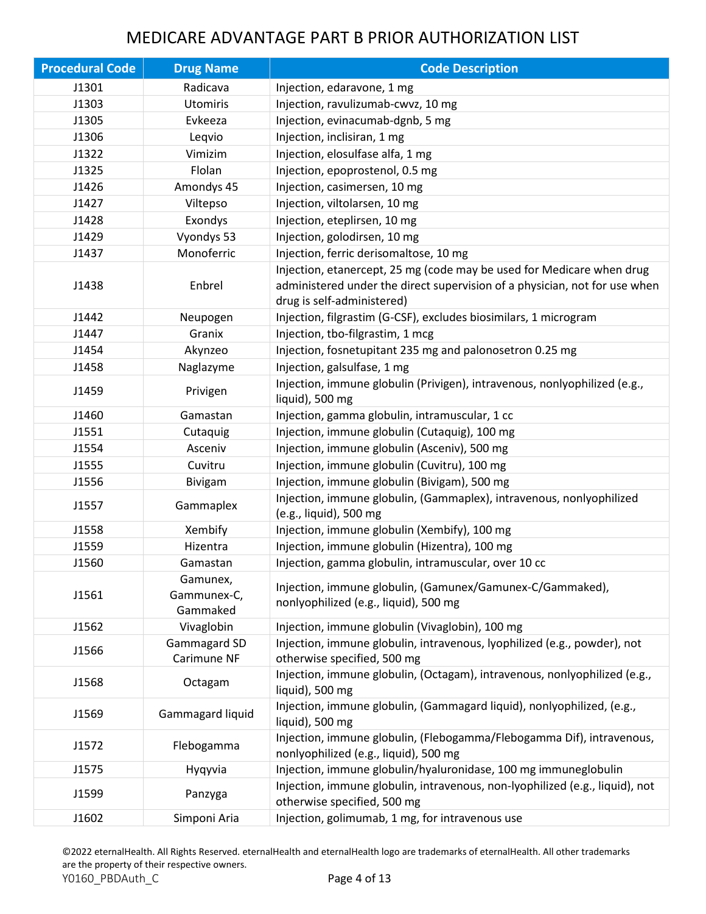# MEDICARE ADVANTAGE PART B PRIOR AUTHORIZATION LIST

| Procedural Code | Drug Name | Code Description |
|---|---|---|
| J1301 | Radicava | Injection, edaravone, 1 mg |
| J1303 | Utomiris | Injection, ravulizumab-cwvz, 10 mg |
| J1305 | Evkeeza | Injection, evinacumab-dgnb, 5 mg |
| J1306 | Leqvio | Injection, inclisiran, 1 mg |
| J1322 | Vimizim | Injection, elosulfase alfa, 1 mg |
| J1325 | Flolan | Injection, epoprostenol, 0.5 mg |
| J1426 | Amondys 45 | Injection, casimersen, 10 mg |
| J1427 | Viltepso | Injection, viltolarsen, 10 mg |
| J1428 | Exondys | Injection, eteplirsen, 10 mg |
| J1429 | Vyondys 53 | Injection, golodirsen, 10 mg |
| J1437 | Monoferric | Injection, ferric derisomaltose, 10 mg |
| J1438 | Enbrel | Injection, etanercept, 25 mg (code may be used for Medicare when drug administered under the direct supervision of a physician, not for use when drug is self-administered) |
| J1442 | Neupogen | Injection, filgrastim (G-CSF), excludes biosimilars, 1 microgram |
| J1447 | Granix | Injection, tbo-filgrastim, 1 mcg |
| J1454 | Akynzeo | Injection, fosnetupitant 235 mg and palonosetron 0.25 mg |
| J1458 | Naglazyme | Injection, galsulfase, 1 mg |
| J1459 | Privigen | Injection, immune globulin (Privigen), intravenous, nonlyophilized (e.g., liquid), 500 mg |
| J1460 | Gamastan | Injection, gamma globulin, intramuscular, 1 cc |
| J1551 | Cutaquig | Injection, immune globulin (Cutaquig), 100 mg |
| J1554 | Asceniv | Injection, immune globulin (Asceniv), 500 mg |
| J1555 | Cuvitru | Injection, immune globulin (Cuvitru), 100 mg |
| J1556 | Bivigam | Injection, immune globulin (Bivigam), 500 mg |
| J1557 | Gammaplex | Injection, immune globulin, (Gammaplex), intravenous, nonlyophilized (e.g., liquid), 500 mg |
| J1558 | Xembify | Injection, immune globulin (Xembify), 100 mg |
| J1559 | Hizentra | Injection, immune globulin (Hizentra), 100 mg |
| J1560 | Gamastan | Injection, gamma globulin, intramuscular, over 10 cc |
| J1561 | Gamunex, Gammunex-C, Gammaked | Injection, immune globulin, (Gamunex/Gamunex-C/Gammaked), nonlyophilized (e.g., liquid), 500 mg |
| J1562 | Vivaglobin | Injection, immune globulin (Vivaglobin), 100 mg |
| J1566 | Gammagard SD Carimune NF | Injection, immune globulin, intravenous, lyophilized (e.g., powder), not otherwise specified, 500 mg |
| J1568 | Octagam | Injection, immune globulin, (Octagam), intravenous, nonlyophilized (e.g., liquid), 500 mg |
| J1569 | Gammagard liquid | Injection, immune globulin, (Gammagard liquid), nonlyophilized, (e.g., liquid), 500 mg |
| J1572 | Flebogamma | Injection, immune globulin, (Flebogamma/Flebogamma Dif), intravenous, nonlyophilized (e.g., liquid), 500 mg |
| J1575 | Hyqyvia | Injection, immune globulin/hyaluronidase, 100 mg immuneglobulin |
| J1599 | Panzyga | Injection, immune globulin, intravenous, non-lyophilized (e.g., liquid), not otherwise specified, 500 mg |
| J1602 | Simponi Aria | Injection, golimumab, 1 mg, for intravenous use |

©2022 eternalHealth. All Rights Reserved. eternalHealth and eternalHealth logo are trademarks of eternalHealth. All other trademarks are the property of their respective owners.

Y0160_PBDAuth_C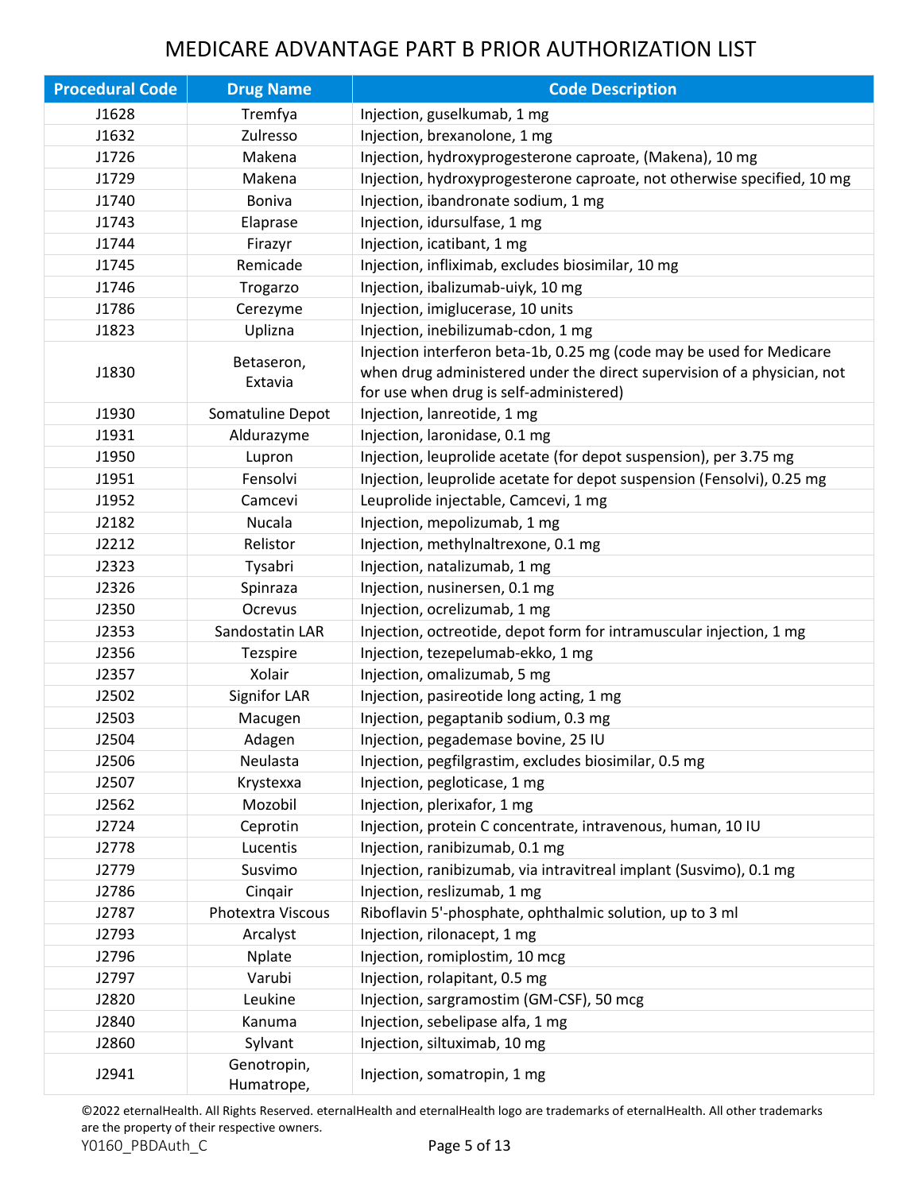# MEDICARE ADVANTAGE PART B PRIOR AUTHORIZATION LIST

| Procedural Code | Drug Name | Code Description |
|---|---|---|
| J1628 | Tremfya | Injection, guselkumab, 1 mg |
| J1632 | Zulresso | Injection, brexanolone, 1 mg |
| J1726 | Makena | Injection, hydroxyprogesterone caproate, (Makena), 10 mg |
| J1729 | Makena | Injection, hydroxyprogesterone caproate, not otherwise specified, 10 mg |
| J1740 | Boniva | Injection, ibandronate sodium, 1 mg |
| J1743 | Elaprase | Injection, idursulfase, 1 mg |
| J1744 | Firazyr | Injection, icatibant, 1 mg |
| J1745 | Remicade | Injection, infliximab, excludes biosimilar, 10 mg |
| J1746 | Trogarzo | Injection, ibalizumab-uiyk, 10 mg |
| J1786 | Cerezyme | Injection, imiglucerase, 10 units |
| J1823 | Uplizna | Injection, inebilizumab-cdon, 1 mg |
| J1830 | Betaseron, Extavia | Injection interferon beta-1b, 0.25 mg (code may be used for Medicare when drug administered under the direct supervision of a physician, not for use when drug is self-administered) |
| J1930 | Somatuline Depot | Injection, lanreotide, 1 mg |
| J1931 | Aldurazyme | Injection, laronidase, 0.1 mg |
| J1950 | Lupron | Injection, leuprolide acetate (for depot suspension), per 3.75 mg |
| J1951 | Fensolvi | Injection, leuprolide acetate for depot suspension (Fensolvi), 0.25 mg |
| J1952 | Camcevi | Leuprolide injectable, Camcevi, 1 mg |
| J2182 | Nucala | Injection, mepolizumab, 1 mg |
| J2212 | Relistor | Injection, methylnaltrexone, 0.1 mg |
| J2323 | Tysabri | Injection, natalizumab, 1 mg |
| J2326 | Spinraza | Injection, nusinersen, 0.1 mg |
| J2350 | Ocrevus | Injection, ocrelizumab, 1 mg |
| J2353 | Sandostatin LAR | Injection, octreotide, depot form for intramuscular injection, 1 mg |
| J2356 | Tezspire | Injection, tezepelumab-ekko, 1 mg |
| J2357 | Xolair | Injection, omalizumab, 5 mg |
| J2502 | Signifor LAR | Injection, pasireotide long acting, 1 mg |
| J2503 | Macugen | Injection, pegaptanib sodium, 0.3 mg |
| J2504 | Adagen | Injection, pegademase bovine, 25 IU |
| J2506 | Neulasta | Injection, pegfilgrastim, excludes biosimilar, 0.5 mg |
| J2507 | Krystexxa | Injection, pegloticase, 1 mg |
| J2562 | Mozobil | Injection, plerixafor, 1 mg |
| J2724 | Ceprotin | Injection, protein C concentrate, intravenous, human, 10 IU |
| J2778 | Lucentis | Injection, ranibizumab, 0.1 mg |
| J2779 | Susvimo | Injection, ranibizumab, via intravitreal implant (Susvimo), 0.1 mg |
| J2786 | Cinqair | Injection, reslizumab, 1 mg |
| J2787 | Photextra Viscous | Riboflavin 5'-phosphate, ophthalmic solution, up to 3 ml |
| J2793 | Arcalyst | Injection, rilonacept, 1 mg |
| J2796 | Nplate | Injection, romiplostim, 10 mcg |
| J2797 | Varubi | Injection, rolapitant, 0.5 mg |
| J2820 | Leukine | Injection, sargramostim (GM-CSF), 50 mcg |
| J2840 | Kanuma | Injection, sebelipase alfa, 1 mg |
| J2860 | Sylvant | Injection, siltuximab, 10 mg |
| J2941 | Genotropin, Humatrope, | Injection, somatropin, 1 mg |

©2022 eternalHealth. All Rights Reserved. eternalHealth and eternalHealth logo are trademarks of eternalHealth. All other trademarks are the property of their respective owners.

Y0160_PBDAuth_C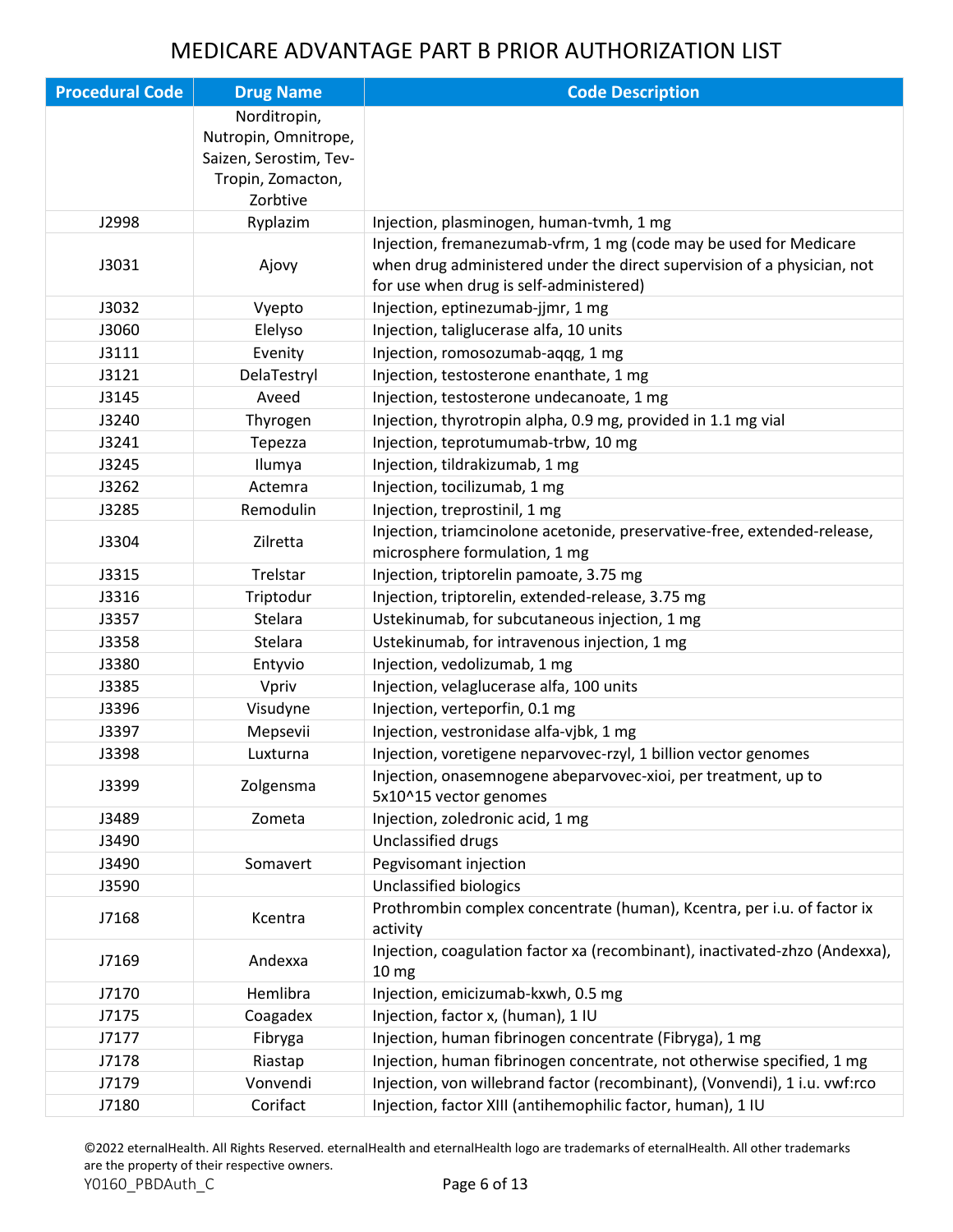# MEDICARE ADVANTAGE PART B PRIOR AUTHORIZATION LIST

| Procedural Code | Drug Name | Code Description |
|---|---|---|
| | Norditropin, Nutropin, Omnitrope, Saizen, Serostim, Tev-Tropin, Zomacton, Zorbtive | |
| J2998 | Ryplazim | Injection, plasminogen, human-tvmh, 1 mg |
| J3031 | Ajovy | Injection, fremanezumab-vfrm, 1 mg (code may be used for Medicare when drug administered under the direct supervision of a physician, not for use when drug is self-administered) |
| J3032 | Vyepto | Injection, eptinezumab-jjmr, 1 mg |
| J3060 | Elelyso | Injection, taliglucerase alfa, 10 units |
| J3111 | Evenity | Injection, romosozumab-aqqg, 1 mg |
| J3121 | DelaTestryl | Injection, testosterone enanthate, 1 mg |
| J3145 | Aveed | Injection, testosterone undecanoate, 1 mg |
| J3240 | Thyrogen | Injection, thyrotropin alpha, 0.9 mg, provided in 1.1 mg vial |
| J3241 | Tepezza | Injection, teprotumumab-trbw, 10 mg |
| J3245 | Ilumya | Injection, tildrakizumab, 1 mg |
| J3262 | Actemra | Injection, tocilizumab, 1 mg |
| J3285 | Remodulin | Injection, treprostinil, 1 mg |
| J3304 | Zilretta | Injection, triamcinolone acetonide, preservative-free, extended-release, microsphere formulation, 1 mg |
| J3315 | Trelstar | Injection, triptorelin pamoate, 3.75 mg |
| J3316 | Triptodur | Injection, triptorelin, extended-release, 3.75 mg |
| J3357 | Stelara | Ustekinumab, for subcutaneous injection, 1 mg |
| J3358 | Stelara | Ustekinumab, for intravenous injection, 1 mg |
| J3380 | Entyvio | Injection, vedolizumab, 1 mg |
| J3385 | Vpriv | Injection, velaglucerase alfa, 100 units |
| J3396 | Visudyne | Injection, verteporfin, 0.1 mg |
| J3397 | Mepsevii | Injection, vestronidase alfa-vjbk, 1 mg |
| J3398 | Luxturna | Injection, voretigene neparvovec-rzyl, 1 billion vector genomes |
| J3399 | Zolgensma | Injection, onasemnogene abeparvovec-xioi, per treatment, up to 5x10^15 vector genomes |
| J3489 | Zometa | Injection, zoledronic acid, 1 mg |
| J3490 | | Unclassified drugs |
| J3490 | Somavert | Pegvisomant injection |
| J3590 | | Unclassified biologics |
| J7168 | Kcentra | Prothrombin complex concentrate (human), Kcentra, per i.u. of factor ix activity |
| J7169 | Andexxa | Injection, coagulation factor xa (recombinant), inactivated-zhzo (Andexxa), 10 mg |
| J7170 | Hemlibra | Injection, emicizumab-kxwh, 0.5 mg |
| J7175 | Coagadex | Injection, factor x, (human), 1 IU |
| J7177 | Fibryga | Injection, human fibrinogen concentrate (Fibryga), 1 mg |
| J7178 | Riastap | Injection, human fibrinogen concentrate, not otherwise specified, 1 mg |
| J7179 | Vonvendi | Injection, von willebrand factor (recombinant), (Vonvendi), 1 i.u. vwf:rco |
| J7180 | Corifact | Injection, factor XIII (antihemophilic factor, human), 1 IU |

©2022 eternalHealth. All Rights Reserved. eternalHealth and eternalHealth logo are trademarks of eternalHealth. All other trademarks are the property of their respective owners.

Y0160_PBDAuth_C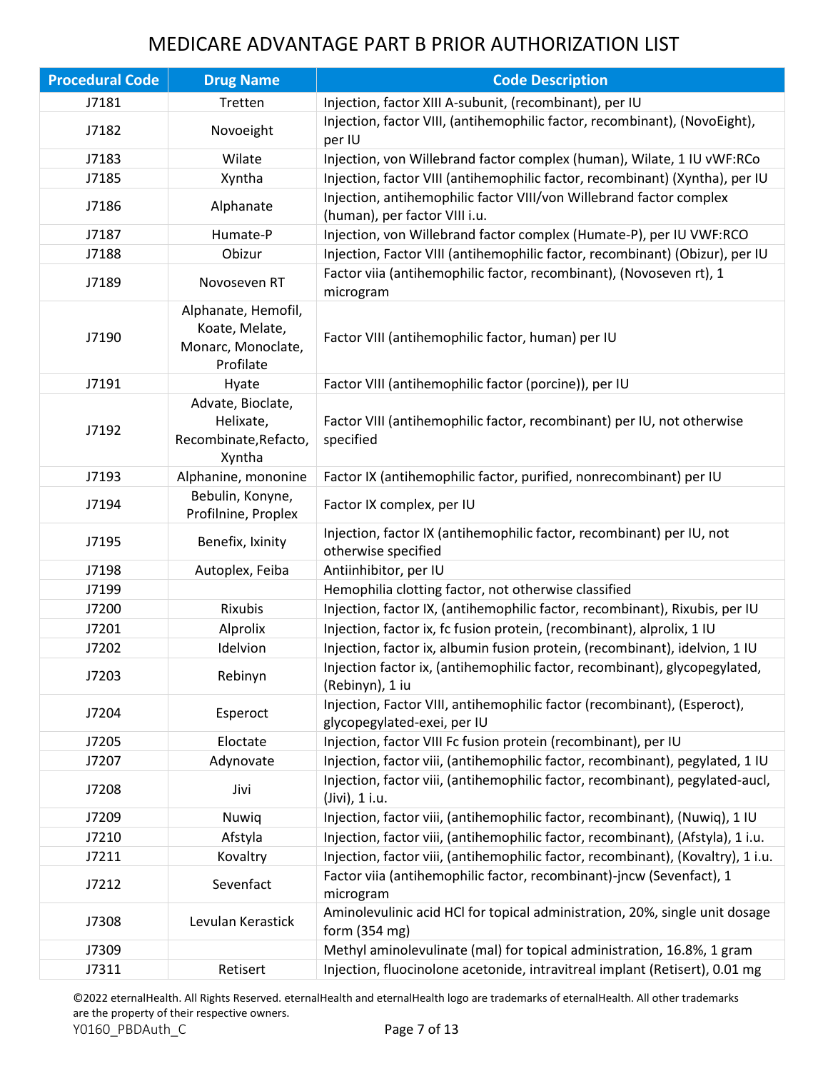# MEDICARE ADVANTAGE PART B PRIOR AUTHORIZATION LIST

| Procedural Code | Drug Name | Code Description |
|---|---|---|
| J7181 | Tretten | Injection, factor XIII A-subunit, (recombinant), per IU |
| J7182 | Novoeight | Injection, factor VIII, (antihemophilic factor, recombinant), (NovoEight), per IU |
| J7183 | Wilate | Injection, von Willebrand factor complex (human), Wilate, 1 IU vWF:RCo |
| J7185 | Xyntha | Injection, factor VIII (antihemophilic factor, recombinant) (Xyntha), per IU |
| J7186 | Alphanate | Injection, antihemophilic factor VIII/von Willebrand factor complex (human), per factor VIII i.u. |
| J7187 | Humate-P | Injection, von Willebrand factor complex (Humate-P), per IU VWF:RCO |
| J7188 | Obizur | Injection, Factor VIII (antihemophilic factor, recombinant) (Obizur), per IU |
| J7189 | Novoseven RT | Factor viia (antihemophilic factor, recombinant), (Novoseven rt), 1 microgram |
| J7190 | Alphanate, Hemofil, Koate, Melate, Monarc, Monoclate, Profilate | Factor VIII (antihemophilic factor, human) per IU |
| J7191 | Hyate | Factor VIII (antihemophilic factor (porcine)), per IU |
| J7192 | Advate, Bioclate, Helixate, Recombinate,Refacto, Xyntha | Factor VIII (antihemophilic factor, recombinant) per IU, not otherwise specified |
| J7193 | Alphanine, mononine | Factor IX (antihemophilic factor, purified, nonrecombinant) per IU |
| J7194 | Bebulin, Konyne, Profilnine, Proplex | Factor IX complex, per IU |
| J7195 | Benefix, Ixinity | Injection, factor IX (antihemophilic factor, recombinant) per IU, not otherwise specified |
| J7198 | Autoplex, Feiba | Antiinhibitor, per IU |
| J7199 | | Hemophilia clotting factor, not otherwise classified |
| J7200 | Rixubis | Injection, factor IX, (antihemophilic factor, recombinant), Rixubis, per IU |
| J7201 | Alprolix | Injection, factor ix, fc fusion protein, (recombinant), alprolix, 1 IU |
| J7202 | Idelvion | Injection, factor ix, albumin fusion protein, (recombinant), idelvion, 1 IU |
| J7203 | Rebinyn | Injection factor ix, (antihemophilic factor, recombinant), glycopegylated, (Rebinyn), 1 iu |
| J7204 | Esperoct | Injection, Factor VIII, antihemophilic factor (recombinant), (Esperoct), glycopegylated-exei, per IU |
| J7205 | Eloctate | Injection, factor VIII Fc fusion protein (recombinant), per IU |
| J7207 | Adynovate | Injection, factor viii, (antihemophilic factor, recombinant), pegylated, 1 IU |
| J7208 | Jivi | Injection, factor viii, (antihemophilic factor, recombinant), pegylated-aucl, (Jivi), 1 i.u. |
| J7209 | Nuwiq | Injection, factor viii, (antihemophilic factor, recombinant), (Nuwiq), 1 IU |
| J7210 | Afstyla | Injection, factor viii, (antihemophilic factor, recombinant), (Afstyla), 1 i.u. |
| J7211 | Kovaltry | Injection, factor viii, (antihemophilic factor, recombinant), (Kovaltry), 1 i.u. |
| J7212 | Sevenfact | Factor viia (antihemophilic factor, recombinant)-jncw (Sevenfact), 1 microgram |
| J7308 | Levulan Kerastick | Aminolevulinic acid HCl for topical administration, 20%, single unit dosage form (354 mg) |
| J7309 | | Methyl aminolevulinate (mal) for topical administration, 16.8%, 1 gram |
| J7311 | Retisert | Injection, fluocinolone acetonide, intravitreal implant (Retisert), 0.01 mg |

©2022 eternalHealth. All Rights Reserved. eternalHealth and eternalHealth logo are trademarks of eternalHealth. All other trademarks are the property of their respective owners.

Y0160_PBDAuth_C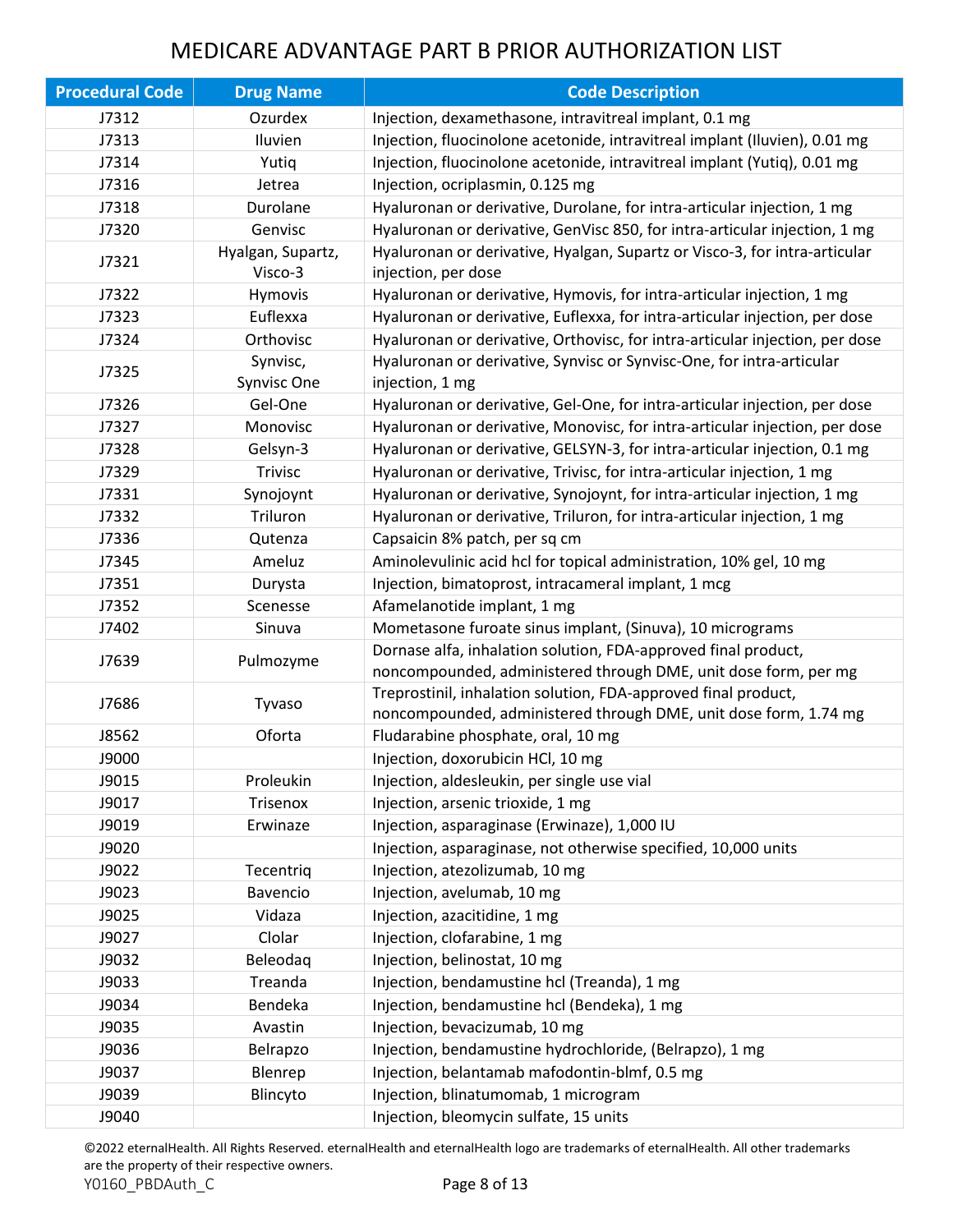# MEDICARE ADVANTAGE PART B PRIOR AUTHORIZATION LIST

| Procedural Code | Drug Name | Code Description |
|---|---|---|
| J7312 | Ozurdex | Injection, dexamethasone, intravitreal implant, 0.1 mg |
| J7313 | Iluvien | Injection, fluocinolone acetonide, intravitreal implant (Iluvien), 0.01 mg |
| J7314 | Yutiq | Injection, fluocinolone acetonide, intravitreal implant (Yutiq), 0.01 mg |
| J7316 | Jetrea | Injection, ocriplasmin, 0.125 mg |
| J7318 | Durolane | Hyaluronan or derivative, Durolane, for intra-articular injection, 1 mg |
| J7320 | Genvisc | Hyaluronan or derivative, GenVisc 850, for intra-articular injection, 1 mg |
| J7321 | Hyalgan, Supartz, Visco-3 | Hyaluronan or derivative, Hyalgan, Supartz or Visco-3, for intra-articular injection, per dose |
| J7322 | Hymovis | Hyaluronan or derivative, Hymovis, for intra-articular injection, 1 mg |
| J7323 | Euflexxa | Hyaluronan or derivative, Euflexxa, for intra-articular injection, per dose |
| J7324 | Orthovisc | Hyaluronan or derivative, Orthovisc, for intra-articular injection, per dose |
| J7325 | Synvisc, Synvisc One | Hyaluronan or derivative, Synvisc or Synvisc-One, for intra-articular injection, 1 mg |
| J7326 | Gel-One | Hyaluronan or derivative, Gel-One, for intra-articular injection, per dose |
| J7327 | Monovisc | Hyaluronan or derivative, Monovisc, for intra-articular injection, per dose |
| J7328 | Gelsyn-3 | Hyaluronan or derivative, GELSYN-3, for intra-articular injection, 0.1 mg |
| J7329 | Trivisc | Hyaluronan or derivative, Trivisc, for intra-articular injection, 1 mg |
| J7331 | Synojoynt | Hyaluronan or derivative, Synojoynt, for intra-articular injection, 1 mg |
| J7332 | Triluron | Hyaluronan or derivative, Triluron, for intra-articular injection, 1 mg |
| J7336 | Qutenza | Capsaicin 8% patch, per sq cm |
| J7345 | Ameluz | Aminolevulinic acid hcl for topical administration, 10% gel, 10 mg |
| J7351 | Durysta | Injection, bimatoprost, intracameral implant, 1 mcg |
| J7352 | Scenesse | Afamelanotide implant, 1 mg |
| J7402 | Sinuva | Mometasone furoate sinus implant, (Sinuva), 10 micrograms |
| J7639 | Pulmozyme | Dornase alfa, inhalation solution, FDA-approved final product, noncompounded, administered through DME, unit dose form, per mg |
| J7686 | Tyvaso | Treprostinil, inhalation solution, FDA-approved final product, noncompounded, administered through DME, unit dose form, 1.74 mg |
| J8562 | Oforta | Fludarabine phosphate, oral, 10 mg |
| J9000 | | Injection, doxorubicin HCl, 10 mg |
| J9015 | Proleukin | Injection, aldesleukin, per single use vial |
| J9017 | Trisenox | Injection, arsenic trioxide, 1 mg |
| J9019 | Erwinaze | Injection, asparaginase (Erwinaze), 1,000 IU |
| J9020 | | Injection, asparaginase, not otherwise specified, 10,000 units |
| J9022 | Tecentriq | Injection, atezolizumab, 10 mg |
| J9023 | Bavencio | Injection, avelumab, 10 mg |
| J9025 | Vidaza | Injection, azacitidine, 1 mg |
| J9027 | Clolar | Injection, clofarabine, 1 mg |
| J9032 | Beleodaq | Injection, belinostat, 10 mg |
| J9033 | Treanda | Injection, bendamustine hcl (Treanda), 1 mg |
| J9034 | Bendeka | Injection, bendamustine hcl (Bendeka), 1 mg |
| J9035 | Avastin | Injection, bevacizumab, 10 mg |
| J9036 | Belrapzo | Injection, bendamustine hydrochloride, (Belrapzo), 1 mg |
| J9037 | Blenrep | Injection, belantamab mafodontin-blmf, 0.5 mg |
| J9039 | Blincyto | Injection, blinatumomab, 1 microgram |
| J9040 | | Injection, bleomycin sulfate, 15 units |

©2022 eternalHealth. All Rights Reserved. eternalHealth and eternalHealth logo are trademarks of eternalHealth. All other trademarks are the property of their respective owners.

Y0160_PBDAuth_C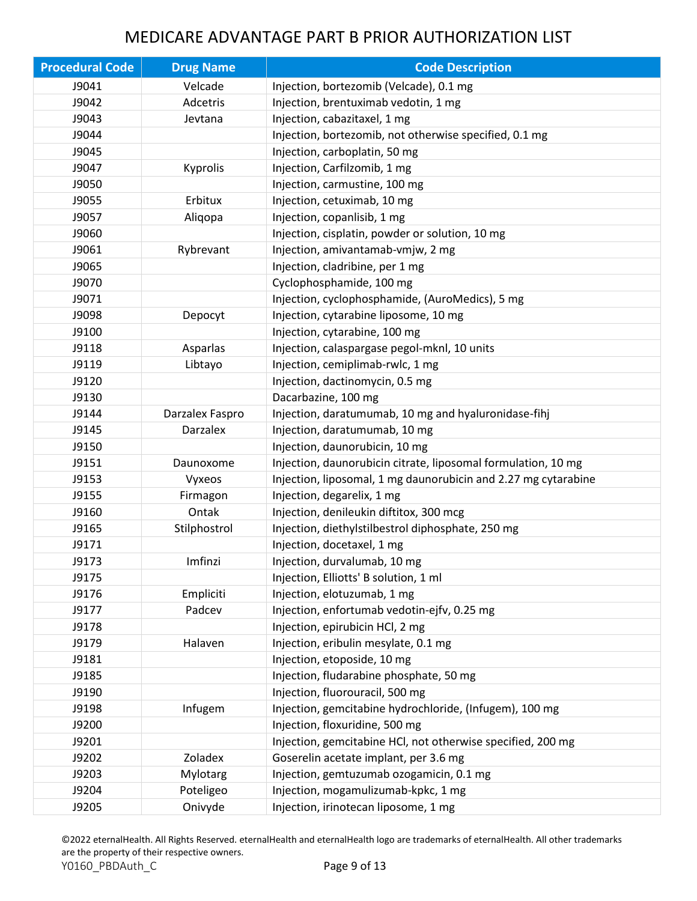# MEDICARE ADVANTAGE PART B PRIOR AUTHORIZATION LIST

| Procedural Code | Drug Name | Code Description |
|---|---|---|
| J9041 | Velcade | Injection, bortezomib (Velcade), 0.1 mg |
| J9042 | Adcetris | Injection, brentuximab vedotin, 1 mg |
| J9043 | Jevtana | Injection, cabazitaxel, 1 mg |
| J9044 | | Injection, bortezomib, not otherwise specified, 0.1 mg |
| J9045 | | Injection, carboplatin, 50 mg |
| J9047 | Kyprolis | Injection, Carfilzomib, 1 mg |
| J9050 | | Injection, carmustine, 100 mg |
| J9055 | Erbitux | Injection, cetuximab, 10 mg |
| J9057 | Aliqopa | Injection, copanlisib, 1 mg |
| J9060 | | Injection, cisplatin, powder or solution, 10 mg |
| J9061 | Rybrevant | Injection, amivantamab-vmjw, 2 mg |
| J9065 | | Injection, cladribine, per 1 mg |
| J9070 | | Cyclophosphamide, 100 mg |
| J9071 | | Injection, cyclophosphamide, (AuroMedics), 5 mg |
| J9098 | Depocyt | Injection, cytarabine liposome, 10 mg |
| J9100 | | Injection, cytarabine, 100 mg |
| J9118 | Asparlas | Injection, calaspargase pegol-mknl, 10 units |
| J9119 | Libtayo | Injection, cemiplimab-rwlc, 1 mg |
| J9120 | | Injection, dactinomycin, 0.5 mg |
| J9130 | | Dacarbazine, 100 mg |
| J9144 | Darzalex Faspro | Injection, daratumumab, 10 mg and hyaluronidase-fihj |
| J9145 | Darzalex | Injection, daratumumab, 10 mg |
| J9150 | | Injection, daunorubicin, 10 mg |
| J9151 | Daunoxome | Injection, daunorubicin citrate, liposomal formulation, 10 mg |
| J9153 | Vyxeos | Injection, liposomal, 1 mg daunorubicin and 2.27 mg cytarabine |
| J9155 | Firmagon | Injection, degarelix, 1 mg |
| J9160 | Ontak | Injection, denileukin diftitox, 300 mcg |
| J9165 | Stilphostrol | Injection, diethylstilbestrol diphosphate, 250 mg |
| J9171 | | Injection, docetaxel, 1 mg |
| J9173 | Imfinzi | Injection, durvalumab, 10 mg |
| J9175 | | Injection, Elliotts' B solution, 1 ml |
| J9176 | Empliciti | Injection, elotuzumab, 1 mg |
| J9177 | Padcev | Injection, enfortumab vedotin-ejfv, 0.25 mg |
| J9178 | | Injection, epirubicin HCl, 2 mg |
| J9179 | Halaven | Injection, eribulin mesylate, 0.1 mg |
| J9181 | | Injection, etoposide, 10 mg |
| J9185 | | Injection, fludarabine phosphate, 50 mg |
| J9190 | | Injection, fluorouracil, 500 mg |
| J9198 | Infugem | Injection, gemcitabine hydrochloride, (Infugem), 100 mg |
| J9200 | | Injection, floxuridine, 500 mg |
| J9201 | | Injection, gemcitabine HCl, not otherwise specified, 200 mg |
| J9202 | Zoladex | Goserelin acetate implant, per 3.6 mg |
| J9203 | Mylotarg | Injection, gemtuzumab ozogamicin, 0.1 mg |
| J9204 | Poteligeo | Injection, mogamulizumab-kpkc, 1 mg |
| J9205 | Onivyde | Injection, irinotecan liposome, 1 mg |

©2022 eternalHealth. All Rights Reserved. eternalHealth and eternalHealth logo are trademarks of eternalHealth. All other trademarks are the property of their respective owners.

Y0160_PBDAuth_C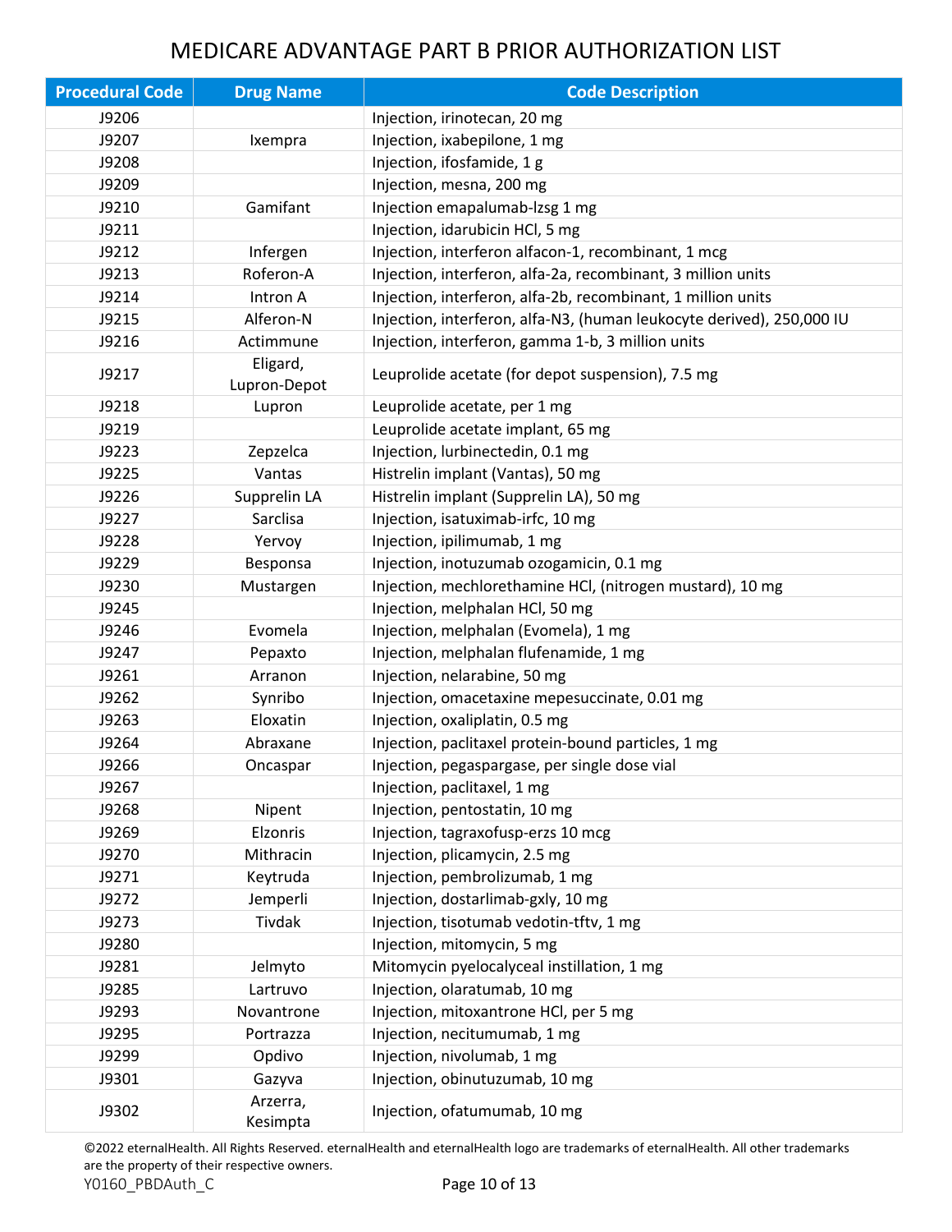# MEDICARE ADVANTAGE PART B PRIOR AUTHORIZATION LIST

| Procedural Code | Drug Name | Code Description |
|---|---|---|
| J9206 | | Injection, irinotecan, 20 mg |
| J9207 | Ixempra | Injection, ixabepilone, 1 mg |
| J9208 | | Injection, ifosfamide, 1 g |
| J9209 | | Injection, mesna, 200 mg |
| J9210 | Gamifant | Injection emapalumab-lzsg 1 mg |
| J9211 | | Injection, idarubicin HCl, 5 mg |
| J9212 | Infergen | Injection, interferon alfacon-1, recombinant, 1 mcg |
| J9213 | Roferon-A | Injection, interferon, alfa-2a, recombinant, 3 million units |
| J9214 | Intron A | Injection, interferon, alfa-2b, recombinant, 1 million units |
| J9215 | Alferon-N | Injection, interferon, alfa-N3, (human leukocyte derived), 250,000 IU |
| J9216 | Actimmune | Injection, interferon, gamma 1-b, 3 million units |
| J9217 | Eligard, Lupron-Depot | Leuprolide acetate (for depot suspension), 7.5 mg |
| J9218 | Lupron | Leuprolide acetate, per 1 mg |
| J9219 | | Leuprolide acetate implant, 65 mg |
| J9223 | Zepzelca | Injection, lurbinectedin, 0.1 mg |
| J9225 | Vantas | Histrelin implant (Vantas), 50 mg |
| J9226 | Supprelin LA | Histrelin implant (Supprelin LA), 50 mg |
| J9227 | Sarclisa | Injection, isatuximab-irfc, 10 mg |
| J9228 | Yervoy | Injection, ipilimumab, 1 mg |
| J9229 | Besponsa | Injection, inotuzumab ozogamicin, 0.1 mg |
| J9230 | Mustargen | Injection, mechlorethamine HCl, (nitrogen mustard), 10 mg |
| J9245 | | Injection, melphalan HCl, 50 mg |
| J9246 | Evomela | Injection, melphalan (Evomela), 1 mg |
| J9247 | Pepaxto | Injection, melphalan flufenamide, 1 mg |
| J9261 | Arranon | Injection, nelarabine, 50 mg |
| J9262 | Synribo | Injection, omacetaxine mepesuccinate, 0.01 mg |
| J9263 | Eloxatin | Injection, oxaliplatin, 0.5 mg |
| J9264 | Abraxane | Injection, paclitaxel protein-bound particles, 1 mg |
| J9266 | Oncaspar | Injection, pegaspargase, per single dose vial |
| J9267 | | Injection, paclitaxel, 1 mg |
| J9268 | Nipent | Injection, pentostatin, 10 mg |
| J9269 | Elzonris | Injection, tagraxofusp-erzs 10 mcg |
| J9270 | Mithracin | Injection, plicamycin, 2.5 mg |
| J9271 | Keytruda | Injection, pembrolizumab, 1 mg |
| J9272 | Jemperli | Injection, dostarlimab-gxly, 10 mg |
| J9273 | Tivdak | Injection, tisotumab vedotin-tftv, 1 mg |
| J9280 | | Injection, mitomycin, 5 mg |
| J9281 | Jelmyto | Mitomycin pyelocalyceal instillation, 1 mg |
| J9285 | Lartruvo | Injection, olaratumab, 10 mg |
| J9293 | Novantrone | Injection, mitoxantrone HCl, per 5 mg |
| J9295 | Portrazza | Injection, necitumumab, 1 mg |
| J9299 | Opdivo | Injection, nivolumab, 1 mg |
| J9301 | Gazyva | Injection, obinutuzumab, 10 mg |
| J9302 | Arzerra, Kesimpta | Injection, ofatumumab, 10 mg |

©2022 eternalHealth. All Rights Reserved. eternalHealth and eternalHealth logo are trademarks of eternalHealth. All other trademarks are the property of their respective owners.

Y0160_PBDAuth_C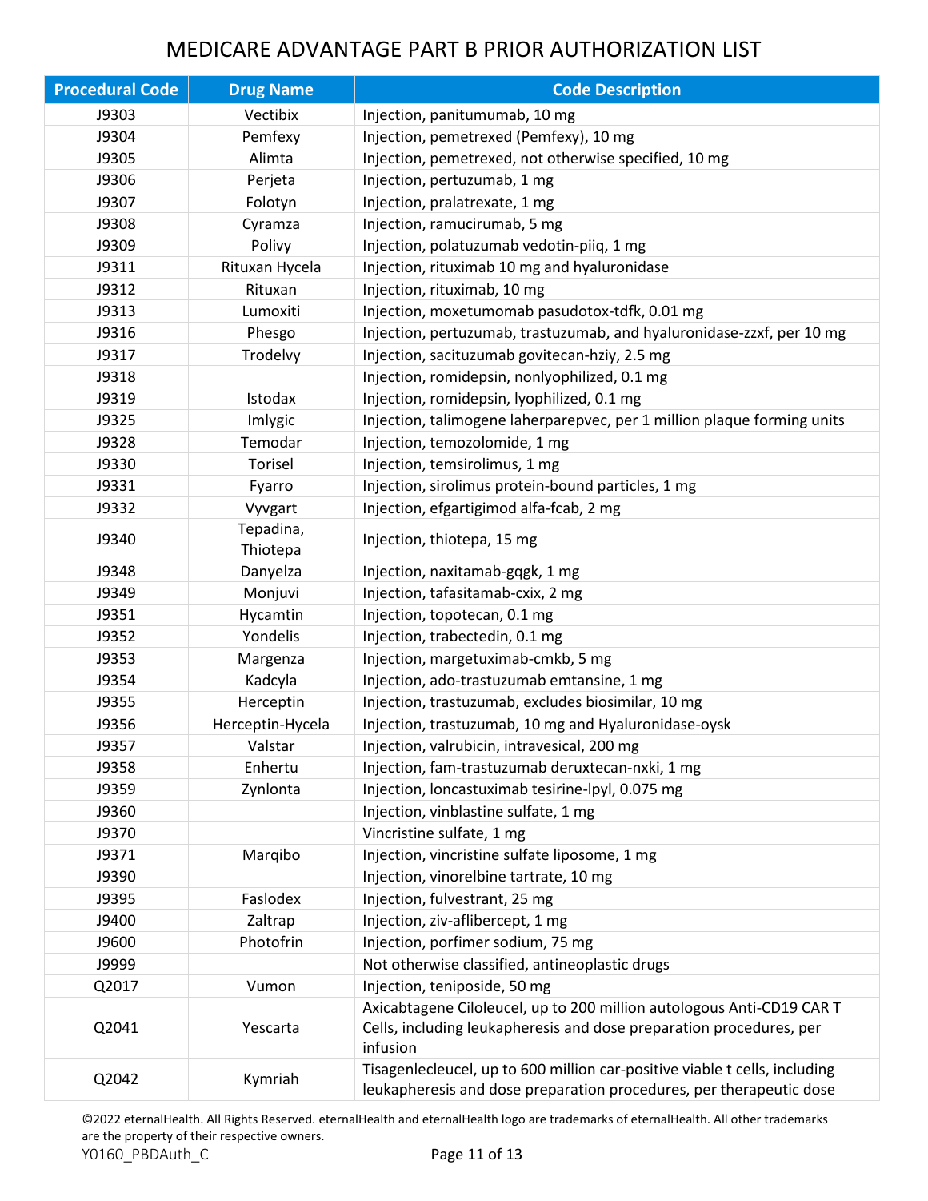# MEDICARE ADVANTAGE PART B PRIOR AUTHORIZATION LIST

| Procedural Code | Drug Name | Code Description |
|---|---|---|
| J9303 | Vectibix | Injection, panitumumab, 10 mg |
| J9304 | Pemfexy | Injection, pemetrexed (Pemfexy), 10 mg |
| J9305 | Alimta | Injection, pemetrexed, not otherwise specified, 10 mg |
| J9306 | Perjeta | Injection, pertuzumab, 1 mg |
| J9307 | Folotyn | Injection, pralatrexate, 1 mg |
| J9308 | Cyramza | Injection, ramucirumab, 5 mg |
| J9309 | Polivy | Injection, polatuzumab vedotin-piiq, 1 mg |
| J9311 | Rituxan Hycela | Injection, rituximab 10 mg and hyaluronidase |
| J9312 | Rituxan | Injection, rituximab, 10 mg |
| J9313 | Lumoxiti | Injection, moxetumomab pasudotox-tdfk, 0.01 mg |
| J9316 | Phesgo | Injection, pertuzumab, trastuzumab, and hyaluronidase-zzxf, per 10 mg |
| J9317 | Trodelvy | Injection, sacituzumab govitecan-hziy, 2.5 mg |
| J9318 | | Injection, romidepsin, nonlyophilized, 0.1 mg |
| J9319 | Istodax | Injection, romidepsin, lyophilized, 0.1 mg |
| J9325 | Imlygic | Injection, talimogene laherparepvec, per 1 million plaque forming units |
| J9328 | Temodar | Injection, temozolomide, 1 mg |
| J9330 | Torisel | Injection, temsirolimus, 1 mg |
| J9331 | Fyarro | Injection, sirolimus protein-bound particles, 1 mg |
| J9332 | Vyvgart | Injection, efgartigimod alfa-fcab, 2 mg |
| J9340 | Tepadina, Thiotepa | Injection, thiotepa, 15 mg |
| J9348 | Danyelza | Injection, naxitamab-gqgk, 1 mg |
| J9349 | Monjuvi | Injection, tafasitamab-cxix, 2 mg |
| J9351 | Hycamtin | Injection, topotecan, 0.1 mg |
| J9352 | Yondelis | Injection, trabectedin, 0.1 mg |
| J9353 | Margenza | Injection, margetuximab-cmkb, 5 mg |
| J9354 | Kadcyla | Injection, ado-trastuzumab emtansine, 1 mg |
| J9355 | Herceptin | Injection, trastuzumab, excludes biosimilar, 10 mg |
| J9356 | Herceptin-Hycela | Injection, trastuzumab, 10 mg and Hyaluronidase-oysk |
| J9357 | Valstar | Injection, valrubicin, intravesical, 200 mg |
| J9358 | Enhertu | Injection, fam-trastuzumab deruxtecan-nxki, 1 mg |
| J9359 | Zynlonta | Injection, loncastuximab tesirine-lpyl, 0.075 mg |
| J9360 | | Injection, vinblastine sulfate, 1 mg |
| J9370 | | Vincristine sulfate, 1 mg |
| J9371 | Marqibo | Injection, vincristine sulfate liposome, 1 mg |
| J9390 | | Injection, vinorelbine tartrate, 10 mg |
| J9395 | Faslodex | Injection, fulvestrant, 25 mg |
| J9400 | Zaltrap | Injection, ziv-aflibercept, 1 mg |
| J9600 | Photofrin | Injection, porfimer sodium, 75 mg |
| J9999 | | Not otherwise classified, antineoplastic drugs |
| Q2017 | Vumon | Injection, teniposide, 50 mg |
| Q2041 | Yescarta | Axicabtagene Ciloleucel, up to 200 million autologous Anti-CD19 CAR T Cells, including leukapheresis and dose preparation procedures, per infusion |
| Q2042 | Kymriah | Tisagenlecleucel, up to 600 million car-positive viable t cells, including leukapheresis and dose preparation procedures, per therapeutic dose |

©2022 eternalHealth. All Rights Reserved. eternalHealth and eternalHealth logo are trademarks of eternalHealth. All other trademarks are the property of their respective owners.

Y0160_PBDAuth_C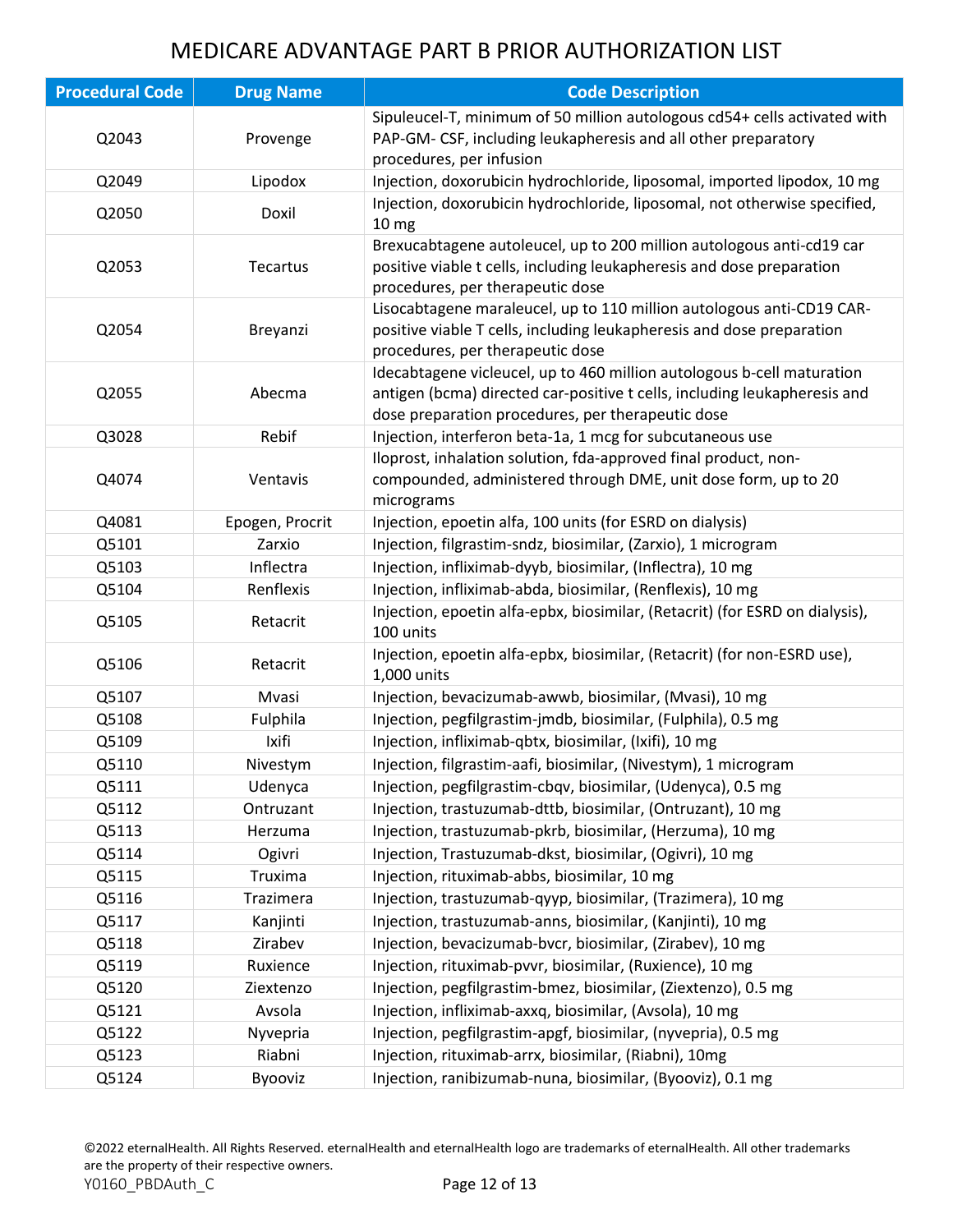# MEDICARE ADVANTAGE PART B PRIOR AUTHORIZATION LIST

| Procedural Code | Drug Name | Code Description |
|---|---|---|
| Q2043 | Provenge | Sipuleucel-T, minimum of 50 million autologous cd54+ cells activated with PAP-GM- CSF, including leukapheresis and all other preparatory procedures, per infusion |
| Q2049 | Lipodox | Injection, doxorubicin hydrochloride, liposomal, imported lipodox, 10 mg |
| Q2050 | Doxil | Injection, doxorubicin hydrochloride, liposomal, not otherwise specified, 10 mg |
| Q2053 | Tecartus | Brexucabtagene autoleucel, up to 200 million autologous anti-cd19 car positive viable t cells, including leukapheresis and dose preparation procedures, per therapeutic dose |
| Q2054 | Breyanzi | Lisocabtagene maraleucel, up to 110 million autologous anti-CD19 CAR-positive viable T cells, including leukapheresis and dose preparation procedures, per therapeutic dose |
| Q2055 | Abecma | Idecabtagene vicleucel, up to 460 million autologous b-cell maturation antigen (bcma) directed car-positive t cells, including leukapheresis and dose preparation procedures, per therapeutic dose |
| Q3028 | Rebif | Injection, interferon beta-1a, 1 mcg for subcutaneous use |
| Q4074 | Ventavis | Iloprost, inhalation solution, fda-approved final product, non-compounded, administered through DME, unit dose form, up to 20 micrograms |
| Q4081 | Epogen, Procrit | Injection, epoetin alfa, 100 units (for ESRD on dialysis) |
| Q5101 | Zarxio | Injection, filgrastim-sndz, biosimilar, (Zarxio), 1 microgram |
| Q5103 | Inflectra | Injection, infliximab-dyyb, biosimilar, (Inflectra), 10 mg |
| Q5104 | Renflexis | Injection, infliximab-abda, biosimilar, (Renflexis), 10 mg |
| Q5105 | Retacrit | Injection, epoetin alfa-epbx, biosimilar, (Retacrit) (for ESRD on dialysis), 100 units |
| Q5106 | Retacrit | Injection, epoetin alfa-epbx, biosimilar, (Retacrit) (for non-ESRD use), 1,000 units |
| Q5107 | Mvasi | Injection, bevacizumab-awwb, biosimilar, (Mvasi), 10 mg |
| Q5108 | Fulphila | Injection, pegfilgrastim-jmdb, biosimilar, (Fulphila), 0.5 mg |
| Q5109 | Ixifi | Injection, infliximab-qbtx, biosimilar, (Ixifi), 10 mg |
| Q5110 | Nivestym | Injection, filgrastim-aafi, biosimilar, (Nivestym), 1 microgram |
| Q5111 | Udenyca | Injection, pegfilgrastim-cbqv, biosimilar, (Udenyca), 0.5 mg |
| Q5112 | Ontruzant | Injection, trastuzumab-dttb, biosimilar, (Ontruzant), 10 mg |
| Q5113 | Herzuma | Injection, trastuzumab-pkrb, biosimilar, (Herzuma), 10 mg |
| Q5114 | Ogivri | Injection, Trastuzumab-dkst, biosimilar, (Ogivri), 10 mg |
| Q5115 | Truxima | Injection, rituximab-abbs, biosimilar, 10 mg |
| Q5116 | Trazimera | Injection, trastuzumab-qyyp, biosimilar, (Trazimera), 10 mg |
| Q5117 | Kanjinti | Injection, trastuzumab-anns, biosimilar, (Kanjinti), 10 mg |
| Q5118 | Zirabev | Injection, bevacizumab-bvcr, biosimilar, (Zirabev), 10 mg |
| Q5119 | Ruxience | Injection, rituximab-pvvr, biosimilar, (Ruxience), 10 mg |
| Q5120 | Ziextenzo | Injection, pegfilgrastim-bmez, biosimilar, (Ziextenzo), 0.5 mg |
| Q5121 | Avsola | Injection, infliximab-axxq, biosimilar, (Avsola), 10 mg |
| Q5122 | Nyvepria | Injection, pegfilgrastim-apgf, biosimilar, (nyvepria), 0.5 mg |
| Q5123 | Riabni | Injection, rituximab-arrx, biosimilar, (Riabni), 10mg |
| Q5124 | Byooviz | Injection, ranibizumab-nuna, biosimilar, (Byooviz), 0.1 mg |

©2022 eternalHealth. All Rights Reserved. eternalHealth and eternalHealth logo are trademarks of eternalHealth. All other trademarks are the property of their respective owners.

Y0160_PBDAuth_C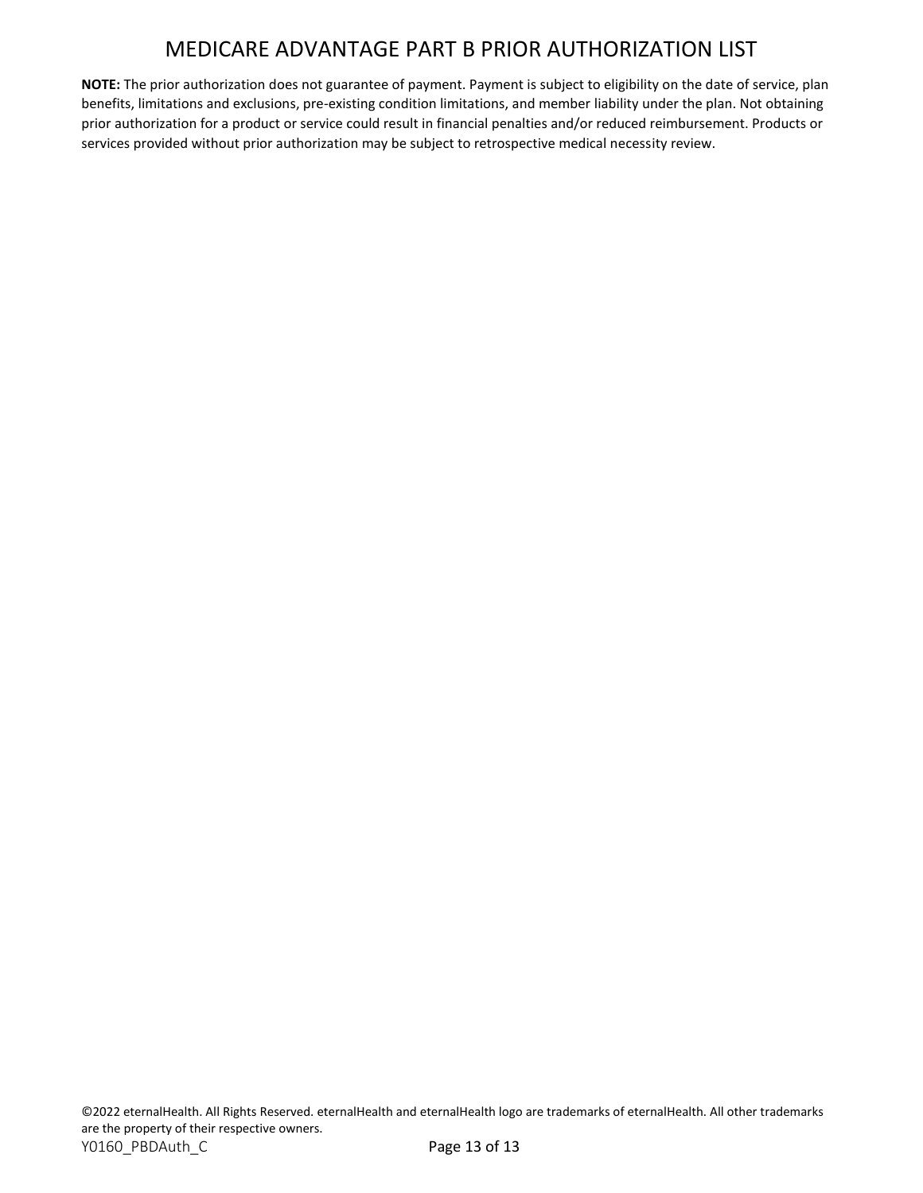# MEDICARE ADVANTAGE PART B PRIOR AUTHORIZATION LIST

**NOTE:** The prior authorization does not guarantee of payment. Payment is subject to eligibility on the date of service, plan benefits, limitations and exclusions, pre-existing condition limitations, and member liability under the plan. Not obtaining prior authorization for a product or service could result in financial penalties and/or reduced reimbursement. Products or services provided without prior authorization may be subject to retrospective medical necessity review.

©2022 eternalHealth. All Rights Reserved. eternalHealth and eternalHealth logo are trademarks of eternalHealth. All other trademarks are the property of their respective owners.

Y0160_PBDAuth_C